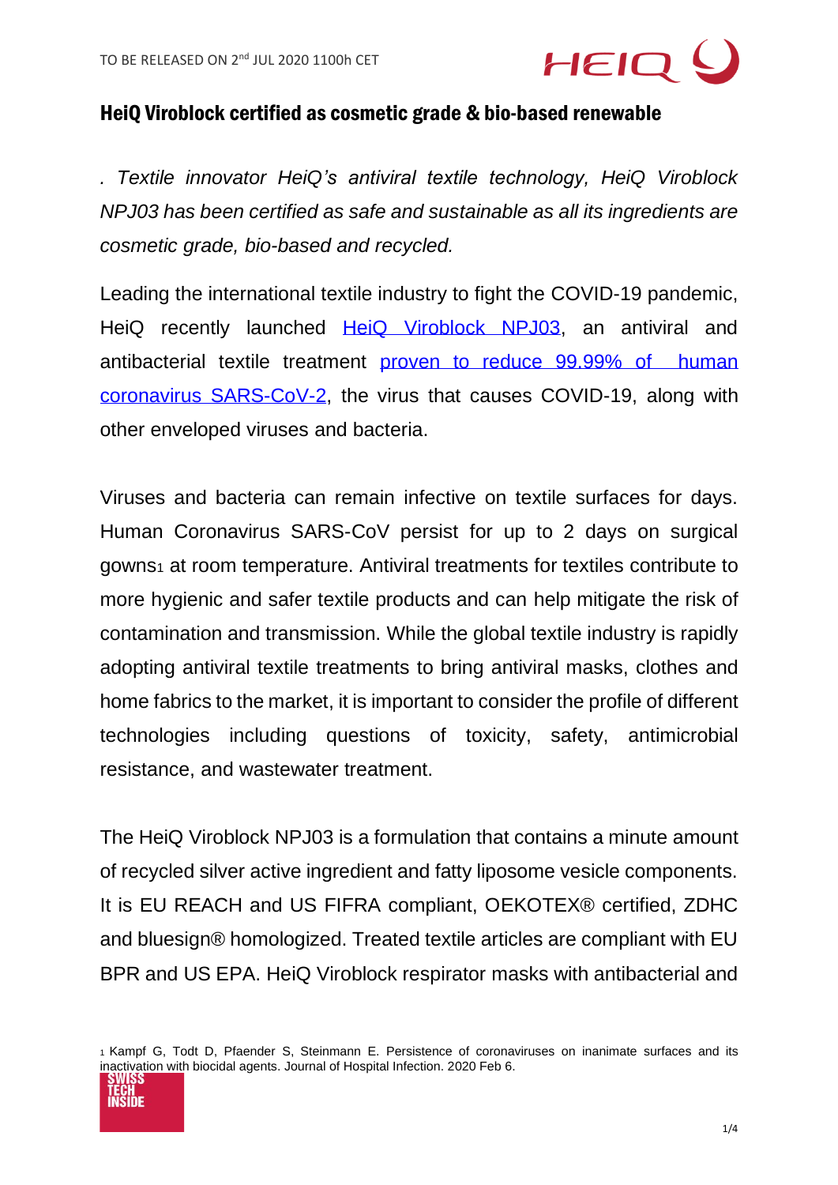TO BE RELEASED ON 2nd JUL 2020 1100h CET

## HeiQ Viroblock certified as cosmetic grade & bio-based renewable

*. Textile innovator HeiQ's antiviral textile technology, HeiQ Viroblock NPJ03 has been certified as safe and sustainable as all its ingredients are cosmetic grade, bio-based and recycled.*

Leading the international textile industry to fight the COVID-19 pandemic, HeiQ recently launched HeiQ Viroblock NPJ03, an antiviral and antibacterial textile treatment proven to reduce 99.99% of human coronavirus SARS-CoV-2, the virus that causes COVID-19, along with other enveloped viruses and bacteria.

Viruses and bacteria can remain infective on textile surfaces for days. Human Coronavirus SARS-CoV persist for up to 2 days on surgical gowns[1] at room temperature. Antiviral treatments for textiles contribute to more hygienic and safer textile products and can help mitigate the risk of contamination and transmission. While the global textile industry is rapidly adopting antiviral textile treatments to bring antiviral masks, clothes and home fabrics to the market, it is important to consider the profile of different technologies including questions of toxicity, safety, antimicrobial resistance, and wastewater treatment.

The HeiQ Viroblock NPJ03 is a formulation that contains a minute amount of recycled silver active ingredient and fatty liposome vesicle components. It is EU REACH and US FIFRA compliant, OEKOTEX® certified, ZDHC and bluesign® homologized. Treated textile articles are compliant with EU BPR and US EPA. HeiQ Viroblock respirator masks with antibacterial and

[1] Kampf G, Todt D, Pfaender S, Steinmann E. Persistence of coronaviruses on inanimate surfaces and its inactivation with biocidal agents. Journal of Hospital Infection. 2020 Feb 6.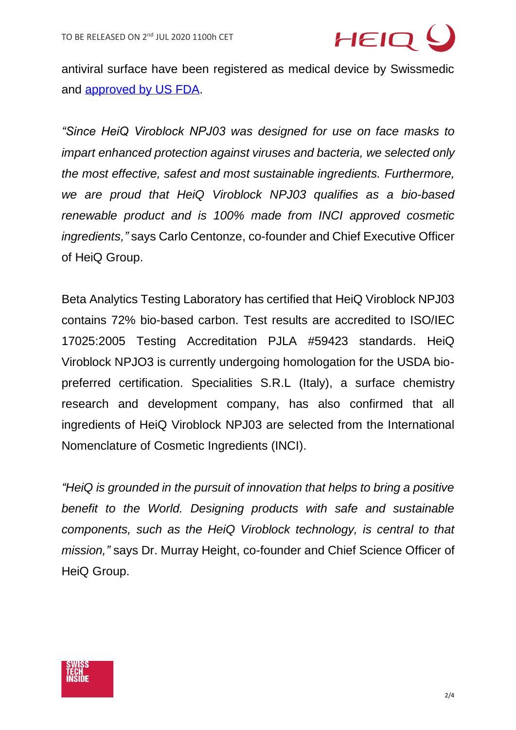antiviral surface have been registered as medical device by Swissmedic and [approved by US FDA](#).

*"Since HeiQ Viroblock NPJ03 was designed for use on face masks to impart enhanced protection against viruses and bacteria, we selected only the most effective, safest and most sustainable ingredients. Furthermore, we are proud that HeiQ Viroblock NPJ03 qualifies as a bio-based renewable product and is 100% made from INCI approved cosmetic ingredients,"* says Carlo Centonze, co-founder and Chief Executive Officer of HeiQ Group.

Beta Analytics Testing Laboratory has certified that HeiQ Viroblock NPJ03 contains 72% bio-based carbon. Test results are accredited to ISO/IEC 17025:2005 Testing Accreditation PJLA #59423 standards. HeiQ Viroblock NPJO3 is currently undergoing homologation for the USDA bio-preferred certification. Specialities S.R.L (Italy), a surface chemistry research and development company, has also confirmed that all ingredients of HeiQ Viroblock NPJ03 are selected from the International Nomenclature of Cosmetic Ingredients (INCI).

*"HeiQ is grounded in the pursuit of innovation that helps to bring a positive benefit to the World. Designing products with safe and sustainable components, such as the HeiQ Viroblock technology, is central to that mission,"* says Dr. Murray Height, co-founder and Chief Science Officer of HeiQ Group.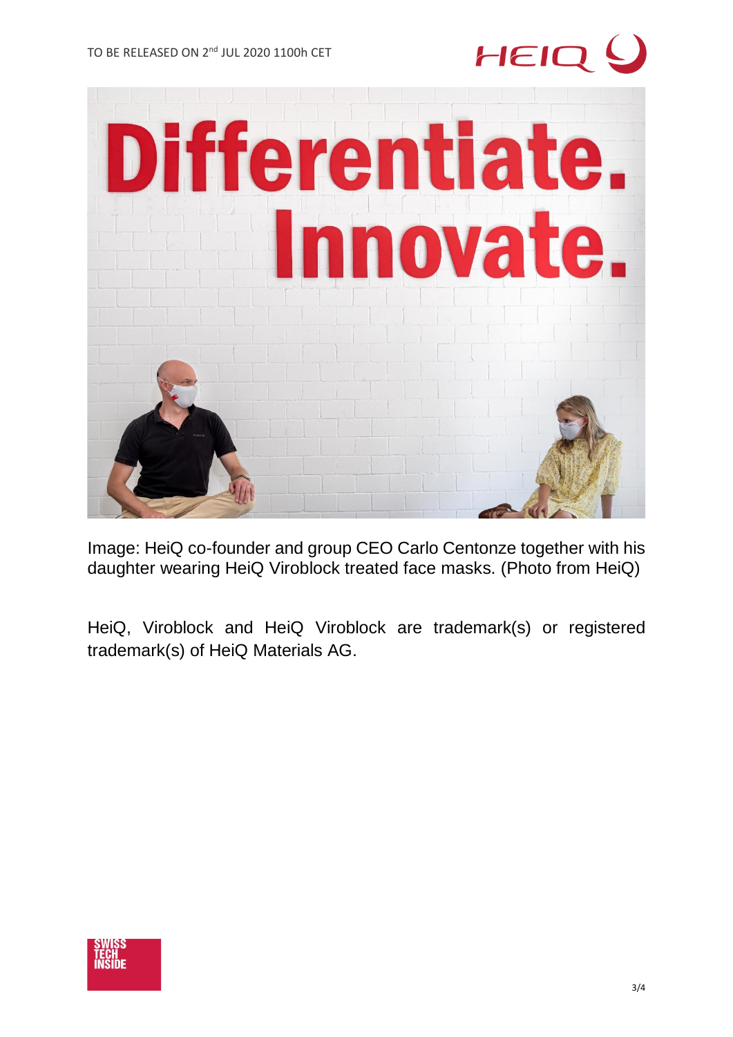Image: HeiQ co-founder and group CEO Carlo Centonze together with his daughter wearing HeiQ Viroblock treated face masks. (Photo from HeiQ)

HeiQ, Viroblock and HeiQ Viroblock are trademark(s) or registered trademark(s) of HeiQ Materials AG.